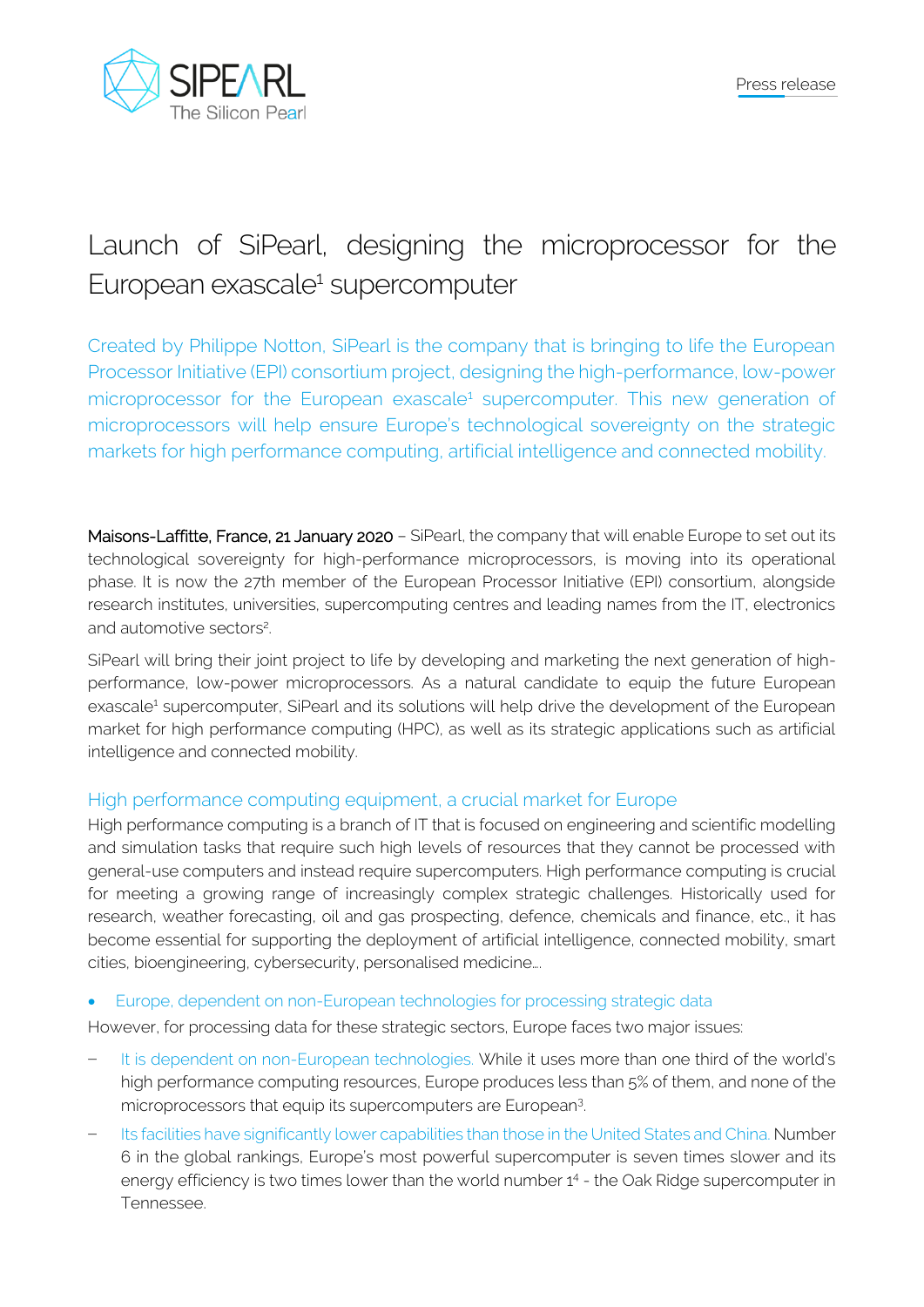# Launch of SiPearl, designing the microprocessor for the European exascale[1] supercomputer

Created by Philippe Notton, SiPearl is the company that is bringing to life the European Processor Initiative (EPI) consortium project, designing the high-performance, low-power microprocessor for the European exascale[1] supercomputer. This new generation of microprocessors will help ensure Europe's technological sovereignty on the strategic markets for high performance computing, artificial intelligence and connected mobility.

**Maisons-Laffitte, France, 21 January 2020** – SiPearl, the company that will enable Europe to set out its technological sovereignty for high-performance microprocessors, is moving into its operational phase. It is now the 27th member of the European Processor Initiative (EPI) consortium, alongside research institutes, universities, supercomputing centres and leading names from the IT, electronics and automotive sectors[2].

SiPearl will bring their joint project to life by developing and marketing the next generation of high-performance, low-power microprocessors. As a natural candidate to equip the future European exascale[1] supercomputer, SiPearl and its solutions will help drive the development of the European market for high performance computing (HPC), as well as its strategic applications such as artificial intelligence and connected mobility.

## High performance computing equipment, a crucial market for Europe

High performance computing is a branch of IT that is focused on engineering and scientific modelling and simulation tasks that require such high levels of resources that they cannot be processed with general-use computers and instead require supercomputers. High performance computing is crucial for meeting a growing range of increasingly complex strategic challenges. Historically used for research, weather forecasting, oil and gas prospecting, defence, chemicals and finance, etc., it has become essential for supporting the deployment of artificial intelligence, connected mobility, smart cities, bioengineering, cybersecurity, personalised medicine…

- Europe, dependent on non-European technologies for processing strategic data

However, for processing data for these strategic sectors, Europe faces two major issues:

- It is dependent on non-European technologies. While it uses more than one third of the world's high performance computing resources, Europe produces less than 5% of them, and none of the microprocessors that equip its supercomputers are European[3].
- Its facilities have significantly lower capabilities than those in the United States and China. Number 6 in the global rankings, Europe's most powerful supercomputer is seven times slower and its energy efficiency is two times lower than the world number 1[4] - the Oak Ridge supercomputer in Tennessee.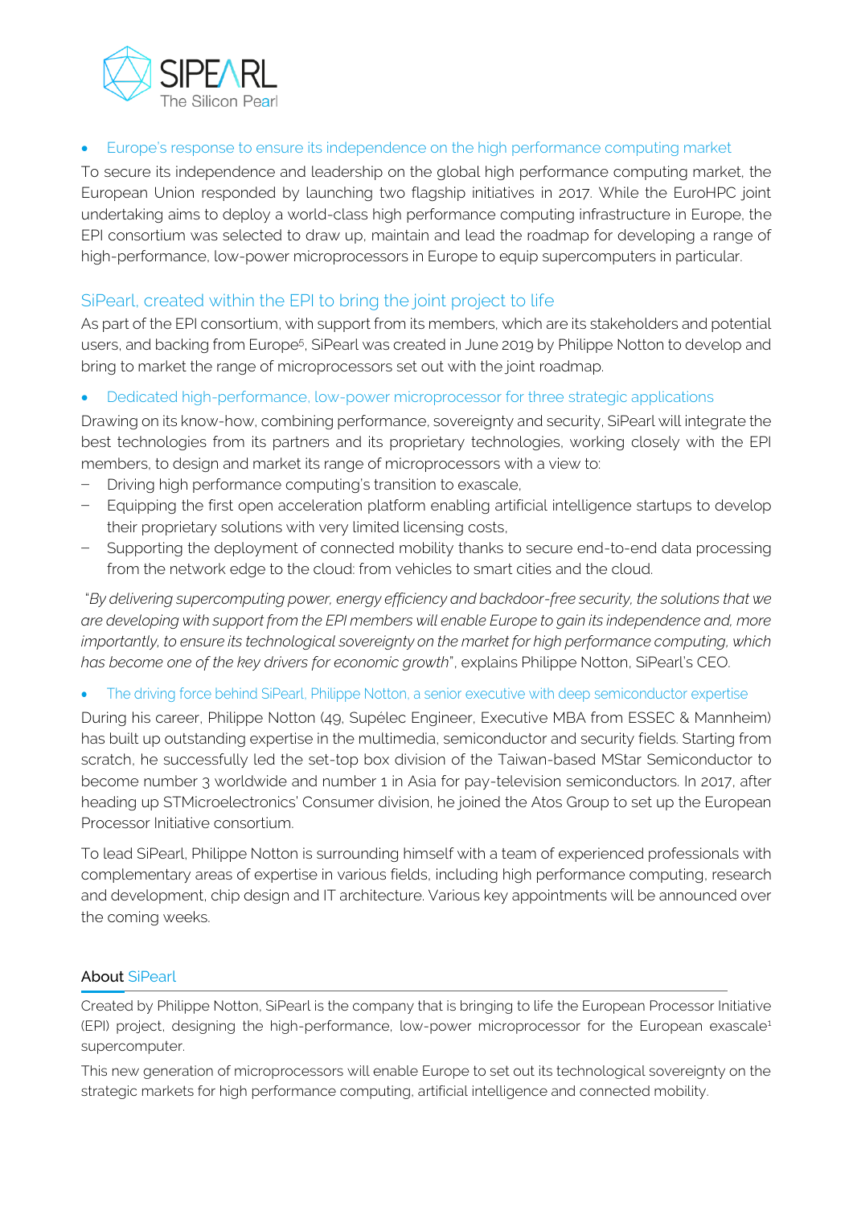- Europe's response to ensure its independence on the high performance computing market

To secure its independence and leadership on the global high performance computing market, the European Union responded by launching two flagship initiatives in 2017. While the EuroHPC joint undertaking aims to deploy a world-class high performance computing infrastructure in Europe, the EPI consortium was selected to draw up, maintain and lead the roadmap for developing a range of high-performance, low-power microprocessors in Europe to equip supercomputers in particular.

## SiPearl, created within the EPI to bring the joint project to life

As part of the EPI consortium, with support from its members, which are its stakeholders and potential users, and backing from Europe[5], SiPearl was created in June 2019 by Philippe Notton to develop and bring to market the range of microprocessors set out with the joint roadmap.

- Dedicated high-performance, low-power microprocessor for three strategic applications

Drawing on its know-how, combining performance, sovereignty and security, SiPearl will integrate the best technologies from its partners and its proprietary technologies, working closely with the EPI members, to design and market its range of microprocessors with a view to:

- Driving high performance computing's transition to exascale,
- Equipping the first open acceleration platform enabling artificial intelligence startups to develop their proprietary solutions with very limited licensing costs,
- Supporting the deployment of connected mobility thanks to secure end-to-end data processing from the network edge to the cloud: from vehicles to smart cities and the cloud.

"*By delivering supercomputing power, energy efficiency and backdoor-free security, the solutions that we are developing with support from the EPI members will enable Europe to gain its independence and, more importantly, to ensure its technological sovereignty on the market for high performance computing, which has become one of the key drivers for economic growth*", explains Philippe Notton, SiPearl's CEO.

- The driving force behind SiPearl, Philippe Notton, a senior executive with deep semiconductor expertise

During his career, Philippe Notton (49, Supélec Engineer, Executive MBA from ESSEC & Mannheim) has built up outstanding expertise in the multimedia, semiconductor and security fields. Starting from scratch, he successfully led the set-top box division of the Taiwan-based MStar Semiconductor to become number 3 worldwide and number 1 in Asia for pay-television semiconductors. In 2017, after heading up STMicroelectronics' Consumer division, he joined the Atos Group to set up the European Processor Initiative consortium.

To lead SiPearl, Philippe Notton is surrounding himself with a team of experienced professionals with complementary areas of expertise in various fields, including high performance computing, research and development, chip design and IT architecture. Various key appointments will be announced over the coming weeks.

### About SiPearl

Created by Philippe Notton, SiPearl is the company that is bringing to life the European Processor Initiative (EPI) project, designing the high-performance, low-power microprocessor for the European exascale[1] supercomputer.

This new generation of microprocessors will enable Europe to set out its technological sovereignty on the strategic markets for high performance computing, artificial intelligence and connected mobility.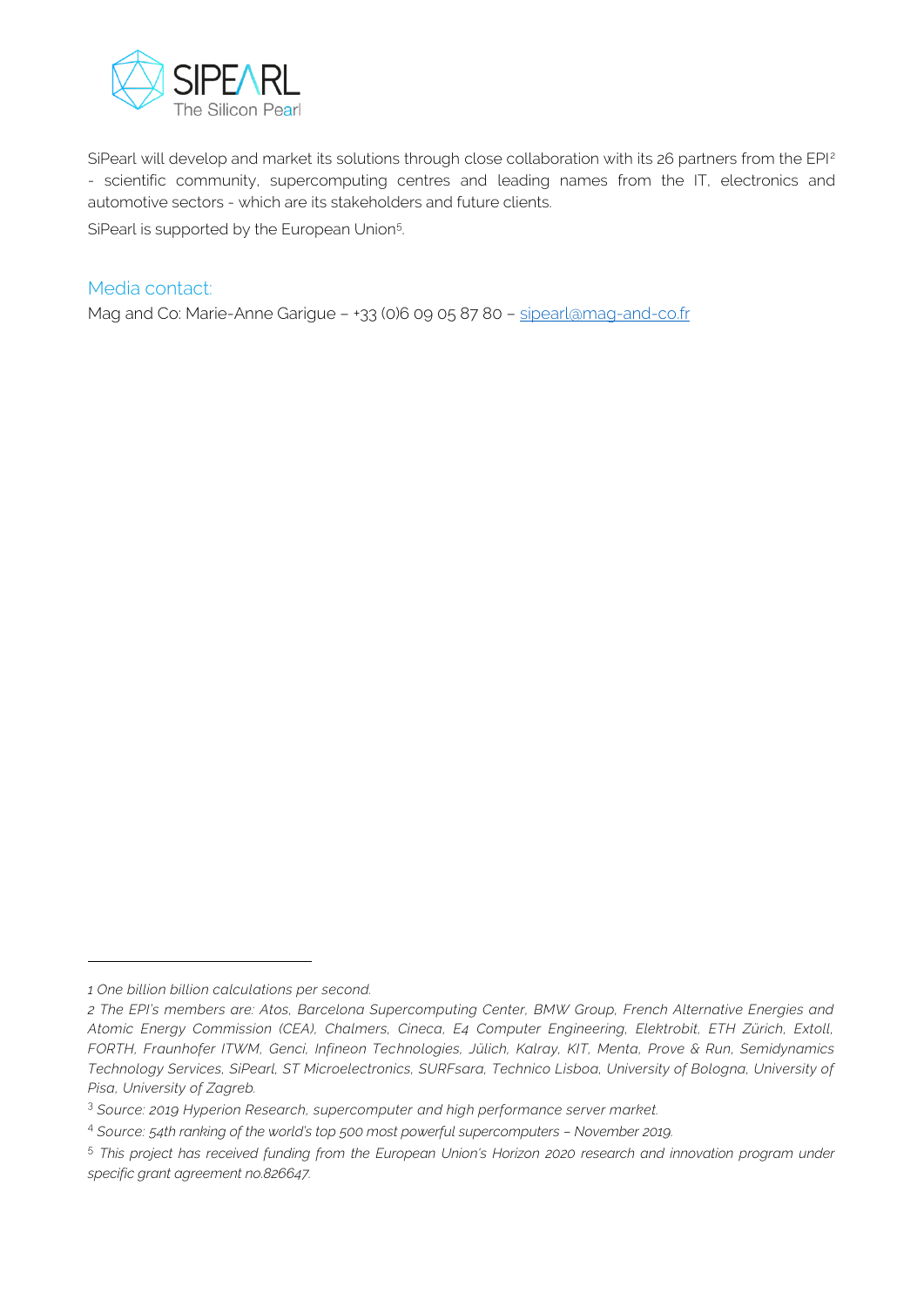SiPearl will develop and market its solutions through close collaboration with its 26 partners from the EPI[2] - scientific community, supercomputing centres and leading names from the IT, electronics and automotive sectors - which are its stakeholders and future clients.

SiPearl is supported by the European Union[5].

## Media contact:

Mag and Co: Marie-Anne Garigue – +33 (0)6 09 05 87 80 – sipearl@mag-and-co.fr

---

*1 One billion billion calculations per second.*

*2 The EPI's members are: Atos, Barcelona Supercomputing Center, BMW Group, French Alternative Energies and Atomic Energy Commission (CEA), Chalmers, Cineca, E4 Computer Engineering, Elektrobit, ETH Zürich, Extoll, FORTH, Fraunhofer ITWM, Genci, Infineon Technologies, Jülich, Kalray, KIT, Menta, Prove & Run, Semidynamics Technology Services, SiPearl, ST Microelectronics, SURFsara, Technico Lisboa, University of Bologna, University of Pisa, University of Zagreb.*

*3 Source: 2019 Hyperion Research, supercomputer and high performance server market.*

*4 Source: 54th ranking of the world's top 500 most powerful supercomputers – November 2019.*

*5 This project has received funding from the European Union's Horizon 2020 research and innovation program under specific grant agreement no.826647.*